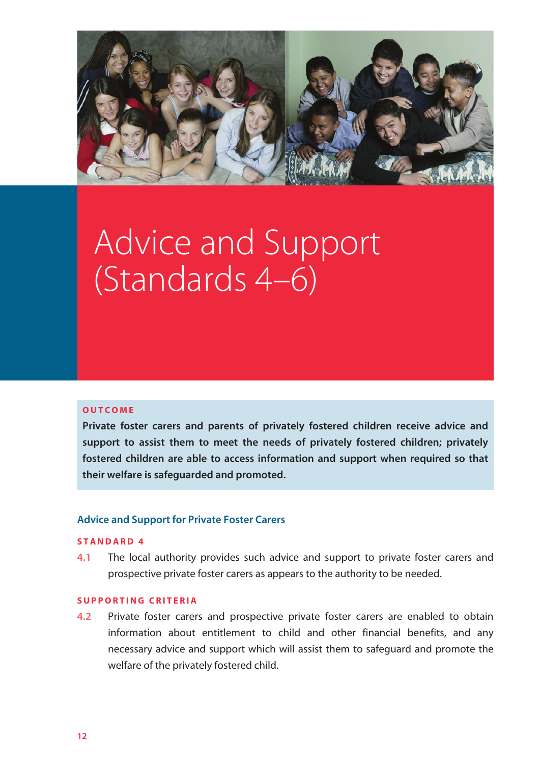# Advice and Support (Standards 4–6)

**OUTCOME**

**Private foster carers and parents of privately fostered children receive advice and support to assist them to meet the needs of privately fostered children; privately fostered children are able to access information and support when required so that their welfare is safeguarded and promoted.**

## Advice and Support for Private Foster Carers

### STANDARD 4

4.1 The local authority provides such advice and support to private foster carers and prospective private foster carers as appears to the authority to be needed.

### SUPPORTING CRITERIA

4.2 Private foster carers and prospective private foster carers are enabled to obtain information about entitlement to child and other financial benefits, and any necessary advice and support which will assist them to safeguard and promote the welfare of the privately fostered child.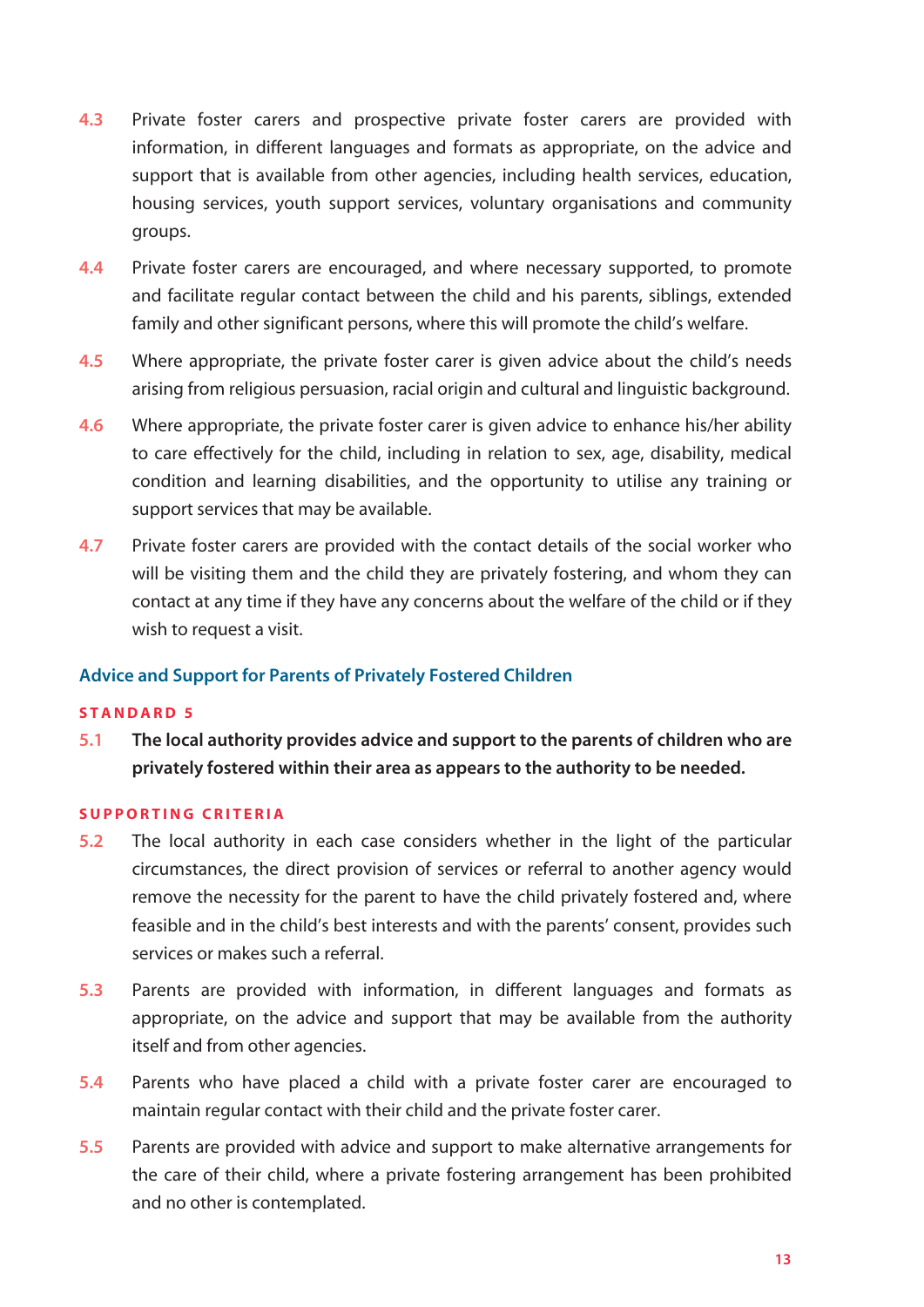**4.3** Private foster carers and prospective private foster carers are provided with information, in different languages and formats as appropriate, on the advice and support that is available from other agencies, including health services, education, housing services, youth support services, voluntary organisations and community groups.

**4.4** Private foster carers are encouraged, and where necessary supported, to promote and facilitate regular contact between the child and his parents, siblings, extended family and other significant persons, where this will promote the child's welfare.

**4.5** Where appropriate, the private foster carer is given advice about the child's needs arising from religious persuasion, racial origin and cultural and linguistic background.

**4.6** Where appropriate, the private foster carer is given advice to enhance his/her ability to care effectively for the child, including in relation to sex, age, disability, medical condition and learning disabilities, and the opportunity to utilise any training or support services that may be available.

**4.7** Private foster carers are provided with the contact details of the social worker who will be visiting them and the child they are privately fostering, and whom they can contact at any time if they have any concerns about the welfare of the child or if they wish to request a visit.

## Advice and Support for Parents of Privately Fostered Children

### STANDARD 5

**5.1** **The local authority provides advice and support to the parents of children who are privately fostered within their area as appears to the authority to be needed.**

### SUPPORTING CRITERIA

**5.2** The local authority in each case considers whether in the light of the particular circumstances, the direct provision of services or referral to another agency would remove the necessity for the parent to have the child privately fostered and, where feasible and in the child's best interests and with the parents' consent, provides such services or makes such a referral.

**5.3** Parents are provided with information, in different languages and formats as appropriate, on the advice and support that may be available from the authority itself and from other agencies.

**5.4** Parents who have placed a child with a private foster carer are encouraged to maintain regular contact with their child and the private foster carer.

**5.5** Parents are provided with advice and support to make alternative arrangements for the care of their child, where a private fostering arrangement has been prohibited and no other is contemplated.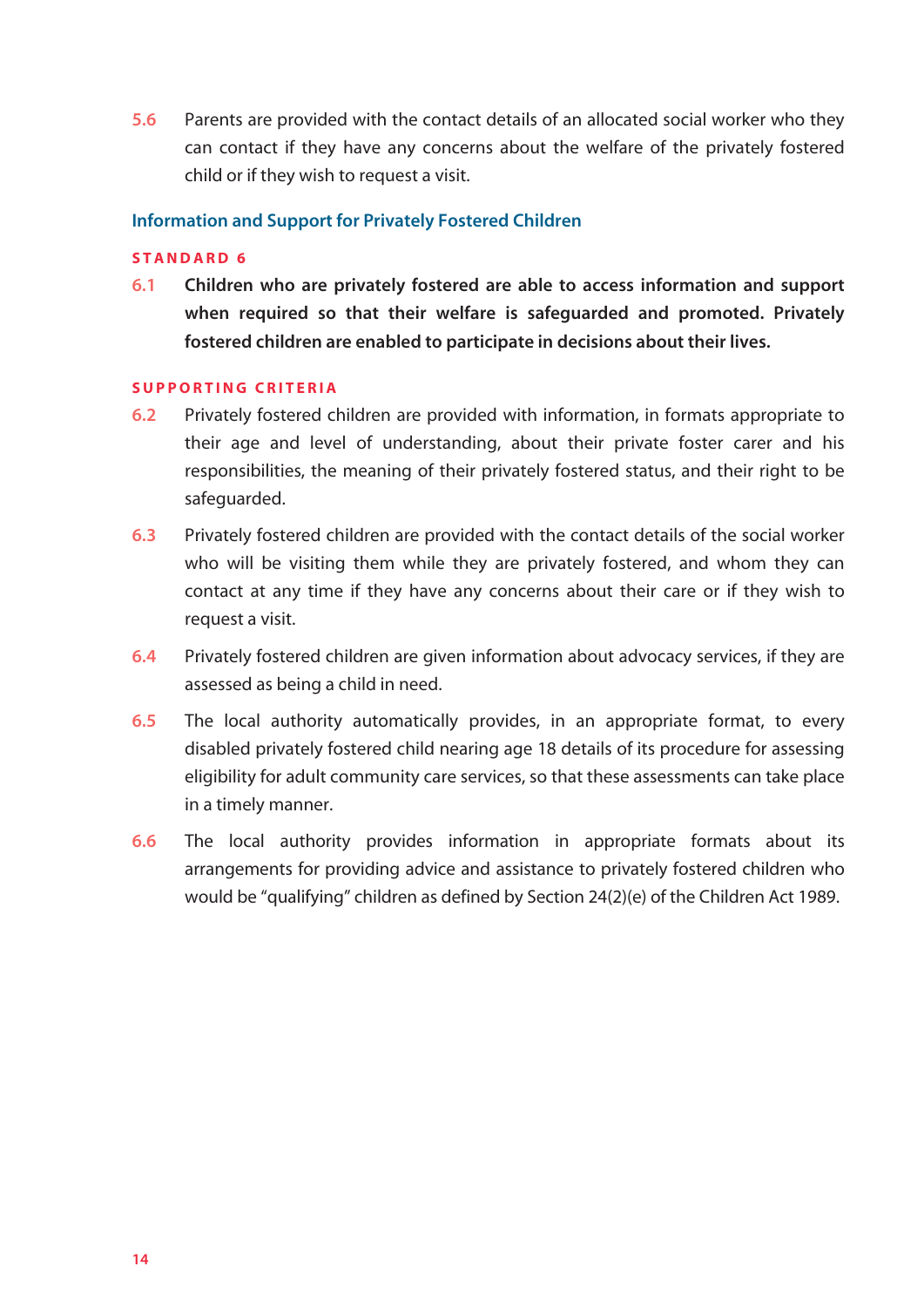5.6 Parents are provided with the contact details of an allocated social worker who they can contact if they have any concerns about the welfare of the privately fostered child or if they wish to request a visit.

## Information and Support for Privately Fostered Children

### STANDARD 6

6.1 **Children who are privately fostered are able to access information and support when required so that their welfare is safeguarded and promoted. Privately fostered children are enabled to participate in decisions about their lives.**

### SUPPORTING CRITERIA

6.2 Privately fostered children are provided with information, in formats appropriate to their age and level of understanding, about their private foster carer and his responsibilities, the meaning of their privately fostered status, and their right to be safeguarded.

6.3 Privately fostered children are provided with the contact details of the social worker who will be visiting them while they are privately fostered, and whom they can contact at any time if they have any concerns about their care or if they wish to request a visit.

6.4 Privately fostered children are given information about advocacy services, if they are assessed as being a child in need.

6.5 The local authority automatically provides, in an appropriate format, to every disabled privately fostered child nearing age 18 details of its procedure for assessing eligibility for adult community care services, so that these assessments can take place in a timely manner.

6.6 The local authority provides information in appropriate formats about its arrangements for providing advice and assistance to privately fostered children who would be "qualifying" children as defined by Section 24(2)(e) of the Children Act 1989.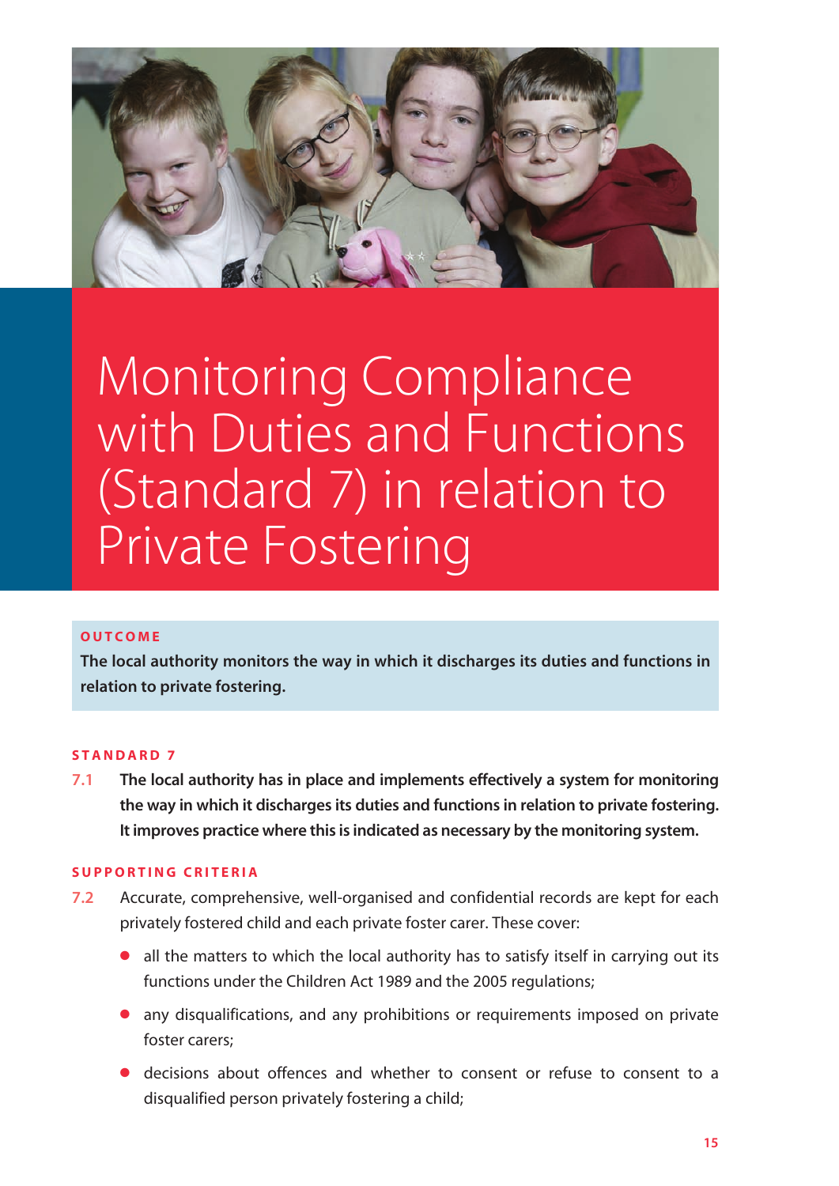# Monitoring Compliance with Duties and Functions (Standard 7) in relation to Private Fostering

**OUTCOME**

**The local authority monitors the way in which it discharges its duties and functions in relation to private fostering.**

**STANDARD 7**

**7.1 The local authority has in place and implements effectively a system for monitoring the way in which it discharges its duties and functions in relation to private fostering. It improves practice where this is indicated as necessary by the monitoring system.**

**SUPPORTING CRITERIA**

7.2 Accurate, comprehensive, well-organised and confidential records are kept for each privately fostered child and each private foster carer. These cover:

- all the matters to which the local authority has to satisfy itself in carrying out its functions under the Children Act 1989 and the 2005 regulations;
- any disqualifications, and any prohibitions or requirements imposed on private foster carers;
- decisions about offences and whether to consent or refuse to consent to a disqualified person privately fostering a child;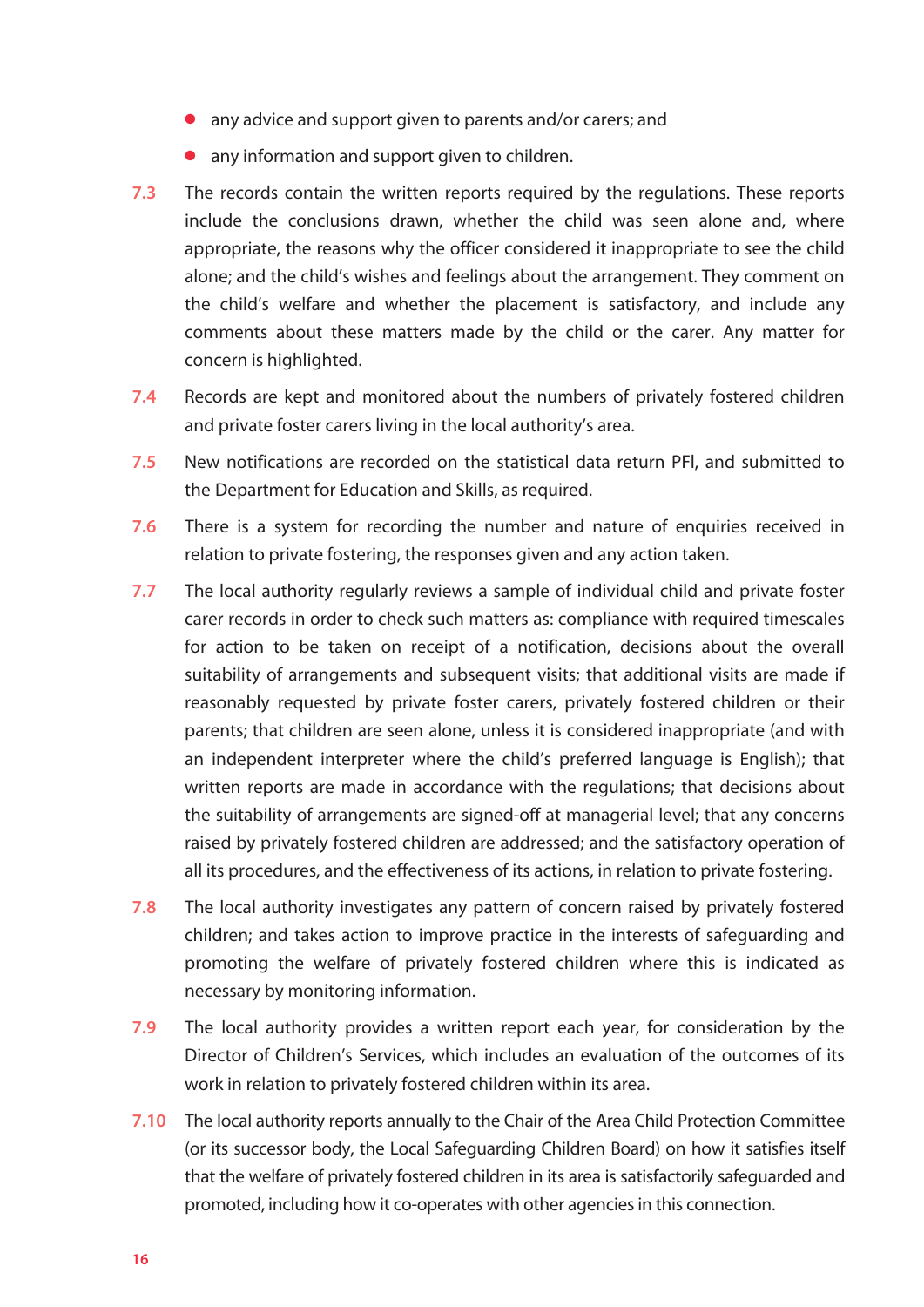- any advice and support given to parents and/or carers; and
- any information and support given to children.

**7.3** The records contain the written reports required by the regulations. These reports include the conclusions drawn, whether the child was seen alone and, where appropriate, the reasons why the officer considered it inappropriate to see the child alone; and the child's wishes and feelings about the arrangement. They comment on the child's welfare and whether the placement is satisfactory, and include any comments about these matters made by the child or the carer. Any matter for concern is highlighted.

**7.4** Records are kept and monitored about the numbers of privately fostered children and private foster carers living in the local authority's area.

**7.5** New notifications are recorded on the statistical data return PFI, and submitted to the Department for Education and Skills, as required.

**7.6** There is a system for recording the number and nature of enquiries received in relation to private fostering, the responses given and any action taken.

**7.7** The local authority regularly reviews a sample of individual child and private foster carer records in order to check such matters as: compliance with required timescales for action to be taken on receipt of a notification, decisions about the overall suitability of arrangements and subsequent visits; that additional visits are made if reasonably requested by private foster carers, privately fostered children or their parents; that children are seen alone, unless it is considered inappropriate (and with an independent interpreter where the child's preferred language is English); that written reports are made in accordance with the regulations; that decisions about the suitability of arrangements are signed-off at managerial level; that any concerns raised by privately fostered children are addressed; and the satisfactory operation of all its procedures, and the effectiveness of its actions, in relation to private fostering.

**7.8** The local authority investigates any pattern of concern raised by privately fostered children; and takes action to improve practice in the interests of safeguarding and promoting the welfare of privately fostered children where this is indicated as necessary by monitoring information.

**7.9** The local authority provides a written report each year, for consideration by the Director of Children's Services, which includes an evaluation of the outcomes of its work in relation to privately fostered children within its area.

**7.10** The local authority reports annually to the Chair of the Area Child Protection Committee (or its successor body, the Local Safeguarding Children Board) on how it satisfies itself that the welfare of privately fostered children in its area is satisfactorily safeguarded and promoted, including how it co-operates with other agencies in this connection.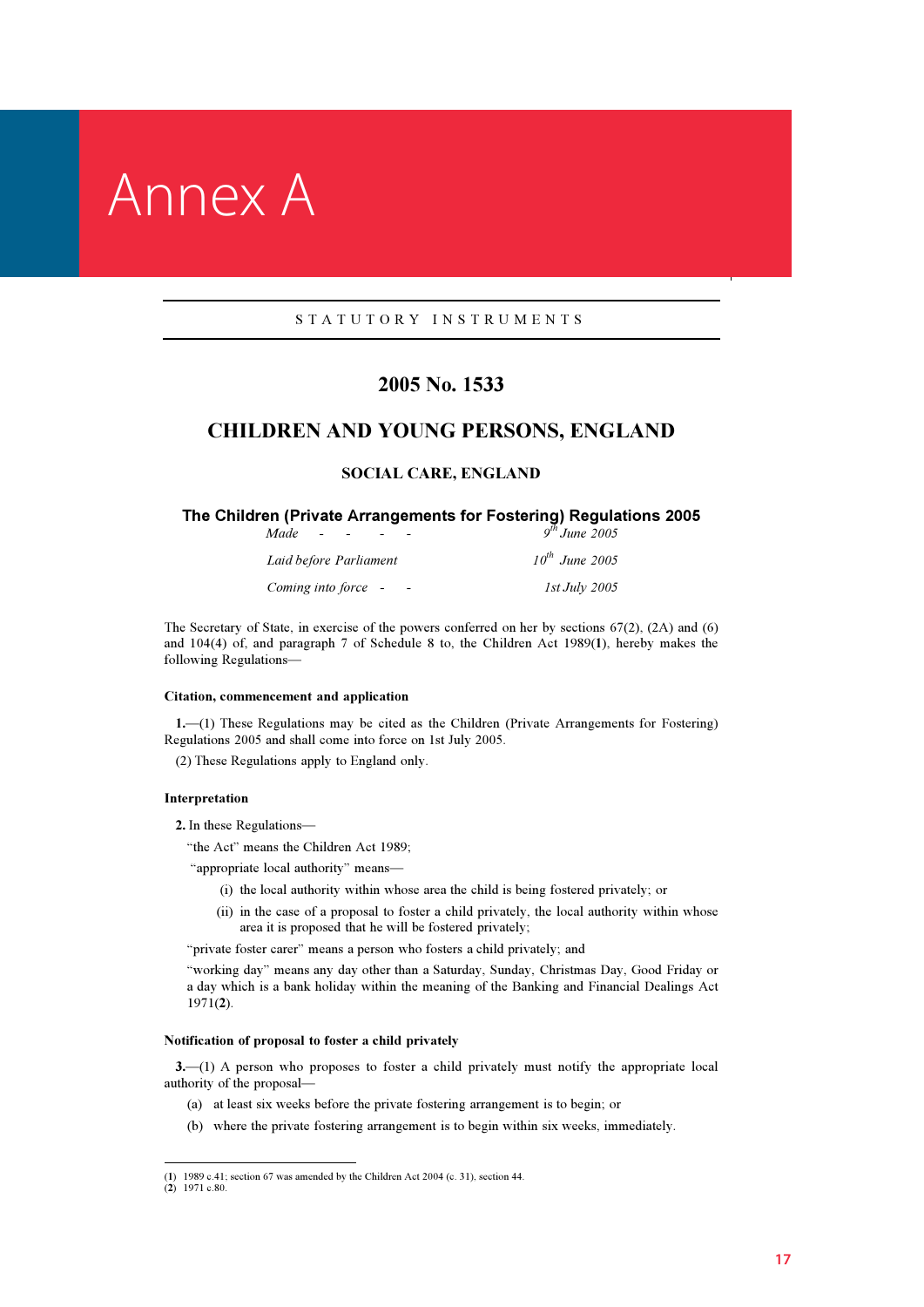# Annex A

STATUTORY INSTRUMENTS

## 2005 No. 1533

## CHILDREN AND YOUNG PERSONS, ENGLAND

### SOCIAL CARE, ENGLAND

### The Children (Private Arrangements for Fostering) Regulations 2005

| | |
|---|---|
| *Made - - - - -* | *9th June 2005* |
| *Laid before Parliament* | *10th June 2005* |
| *Coming into force - -* | *1st July 2005* |

The Secretary of State, in exercise of the powers conferred on her by sections 67(2), (2A) and (6) and 104(4) of, and paragraph 7 of Schedule 8 to, the Children Act 1989(**1**), hereby makes the following Regulations—

**Citation, commencement and application**

**1.**—(1) These Regulations may be cited as the Children (Private Arrangements for Fostering) Regulations 2005 and shall come into force on 1st July 2005.

(2) These Regulations apply to England only.

**Interpretation**

**2.** In these Regulations—

"the Act" means the Children Act 1989;

"appropriate local authority" means—

(i) the local authority within whose area the child is being fostered privately; or

(ii) in the case of a proposal to foster a child privately, the local authority within whose area it is proposed that he will be fostered privately;

"private foster carer" means a person who fosters a child privately; and

"working day" means any day other than a Saturday, Sunday, Christmas Day, Good Friday or a day which is a bank holiday within the meaning of the Banking and Financial Dealings Act 1971(**2**).

**Notification of proposal to foster a child privately**

**3.**—(1) A person who proposes to foster a child privately must notify the appropriate local authority of the proposal—

(a) at least six weeks before the private fostering arrangement is to begin; or

(b) where the private fostering arrangement is to begin within six weeks, immediately.

---

(**1**) 1989 c.41; section 67 was amended by the Children Act 2004 (c. 31), section 44.
(**2**) 1971 c.80.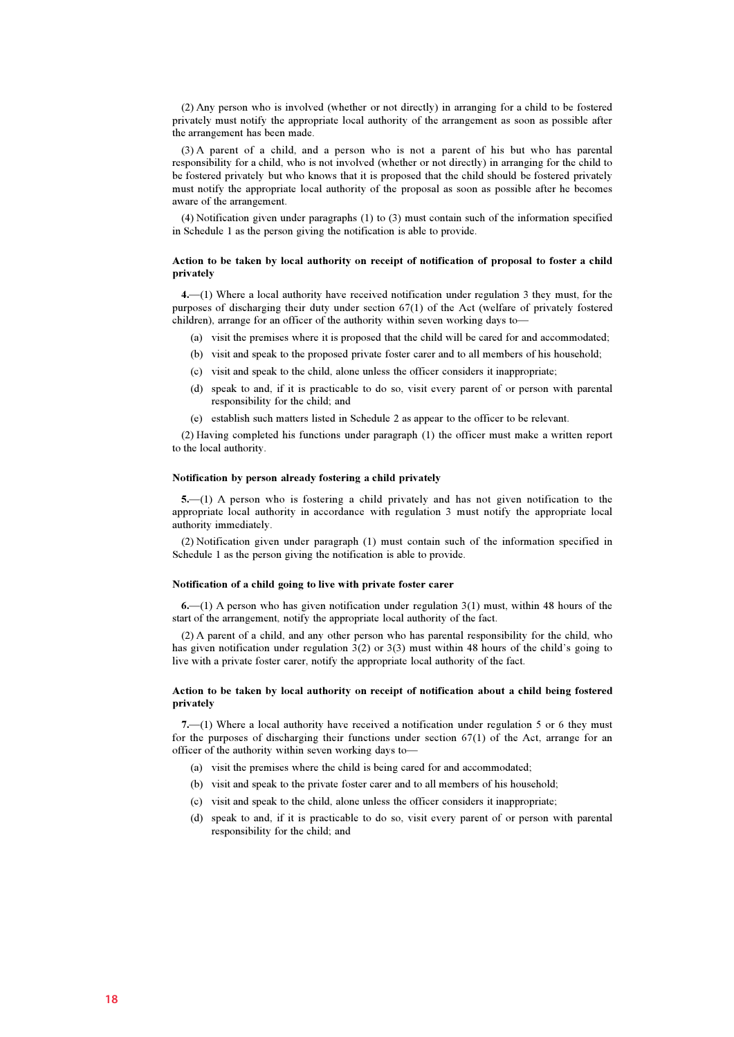(2) Any person who is involved (whether or not directly) in arranging for a child to be fostered privately must notify the appropriate local authority of the arrangement as soon as possible after the arrangement has been made.

(3) A parent of a child, and a person who is not a parent of his but who has parental responsibility for a child, who is not involved (whether or not directly) in arranging for the child to be fostered privately but who knows that it is proposed that the child should be fostered privately must notify the appropriate local authority of the proposal as soon as possible after he becomes aware of the arrangement.

(4) Notification given under paragraphs (1) to (3) must contain such of the information specified in Schedule 1 as the person giving the notification is able to provide.

**Action to be taken by local authority on receipt of notification of proposal to foster a child privately**

**4.**—(1) Where a local authority have received notification under regulation 3 they must, for the purposes of discharging their duty under section 67(1) of the Act (welfare of privately fostered children), arrange for an officer of the authority within seven working days to—

- (a) visit the premises where it is proposed that the child will be cared for and accommodated;
- (b) visit and speak to the proposed private foster carer and to all members of his household;
- (c) visit and speak to the child, alone unless the officer considers it inappropriate;
- (d) speak to and, if it is practicable to do so, visit every parent of or person with parental responsibility for the child; and
- (e) establish such matters listed in Schedule 2 as appear to the officer to be relevant.

(2) Having completed his functions under paragraph (1) the officer must make a written report to the local authority.

**Notification by person already fostering a child privately**

**5.**—(1) A person who is fostering a child privately and has not given notification to the appropriate local authority in accordance with regulation 3 must notify the appropriate local authority immediately.

(2) Notification given under paragraph (1) must contain such of the information specified in Schedule 1 as the person giving the notification is able to provide.

**Notification of a child going to live with private foster carer**

**6.**—(1) A person who has given notification under regulation 3(1) must, within 48 hours of the start of the arrangement, notify the appropriate local authority of the fact.

(2) A parent of a child, and any other person who has parental responsibility for the child, who has given notification under regulation 3(2) or 3(3) must within 48 hours of the child's going to live with a private foster carer, notify the appropriate local authority of the fact.

**Action to be taken by local authority on receipt of notification about a child being fostered privately**

**7.**—(1) Where a local authority have received a notification under regulation 5 or 6 they must for the purposes of discharging their functions under section 67(1) of the Act, arrange for an officer of the authority within seven working days to—

- (a) visit the premises where the child is being cared for and accommodated;
- (b) visit and speak to the private foster carer and to all members of his household;
- (c) visit and speak to the child, alone unless the officer considers it inappropriate;
- (d) speak to and, if it is practicable to do so, visit every parent of or person with parental responsibility for the child; and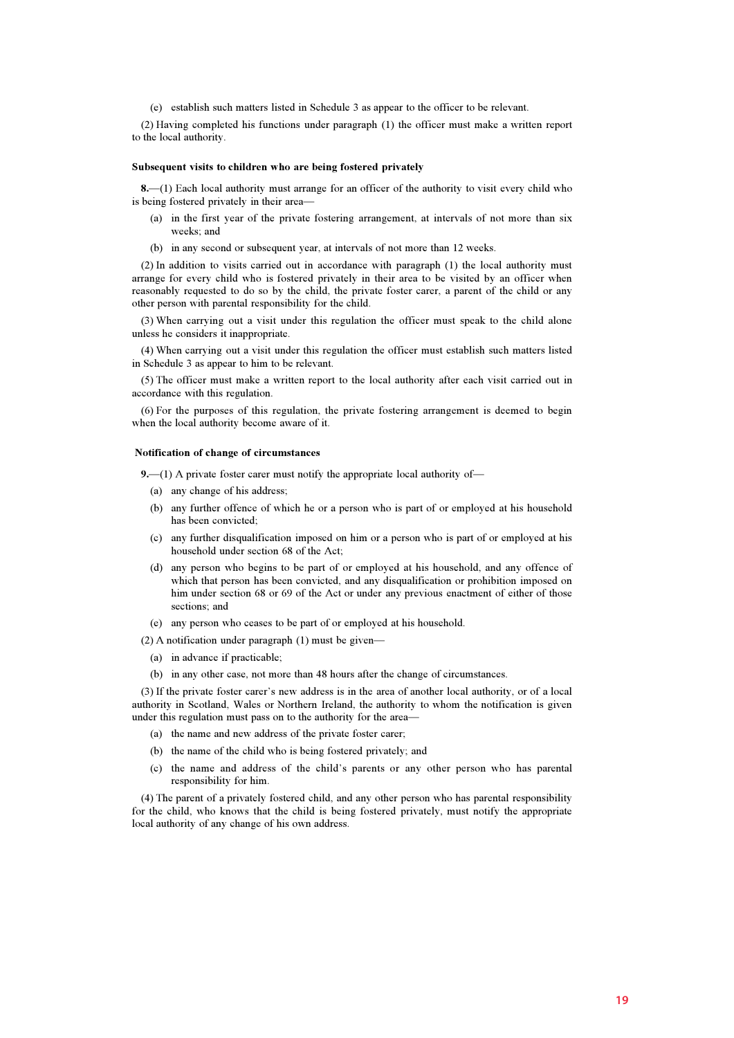(e) establish such matters listed in Schedule 3 as appear to the officer to be relevant.

(2) Having completed his functions under paragraph (1) the officer must make a written report to the local authority.

### Subsequent visits to children who are being fostered privately

**8.**—(1) Each local authority must arrange for an officer of the authority to visit every child who is being fostered privately in their area—

(a) in the first year of the private fostering arrangement, at intervals of not more than six weeks; and

(b) in any second or subsequent year, at intervals of not more than 12 weeks.

(2) In addition to visits carried out in accordance with paragraph (1) the local authority must arrange for every child who is fostered privately in their area to be visited by an officer when reasonably requested to do so by the child, the private foster carer, a parent of the child or any other person with parental responsibility for the child.

(3) When carrying out a visit under this regulation the officer must speak to the child alone unless he considers it inappropriate.

(4) When carrying out a visit under this regulation the officer must establish such matters listed in Schedule 3 as appear to him to be relevant.

(5) The officer must make a written report to the local authority after each visit carried out in accordance with this regulation.

(6) For the purposes of this regulation, the private fostering arrangement is deemed to begin when the local authority become aware of it.

### Notification of change of circumstances

**9.**—(1) A private foster carer must notify the appropriate local authority of—

(a) any change of his address;

(b) any further offence of which he or a person who is part of or employed at his household has been convicted;

(c) any further disqualification imposed on him or a person who is part of or employed at his household under section 68 of the Act;

(d) any person who begins to be part of or employed at his household, and any offence of which that person has been convicted, and any disqualification or prohibition imposed on him under section 68 or 69 of the Act or under any previous enactment of either of those sections; and

(e) any person who ceases to be part of or employed at his household.

(2) A notification under paragraph (1) must be given—

(a) in advance if practicable;

(b) in any other case, not more than 48 hours after the change of circumstances.

(3) If the private foster carer's new address is in the area of another local authority, or of a local authority in Scotland, Wales or Northern Ireland, the authority to whom the notification is given under this regulation must pass on to the authority for the area—

(a) the name and new address of the private foster carer;

(b) the name of the child who is being fostered privately; and

(c) the name and address of the child's parents or any other person who has parental responsibility for him.

(4) The parent of a privately fostered child, and any other person who has parental responsibility for the child, who knows that the child is being fostered privately, must notify the appropriate local authority of any change of his own address.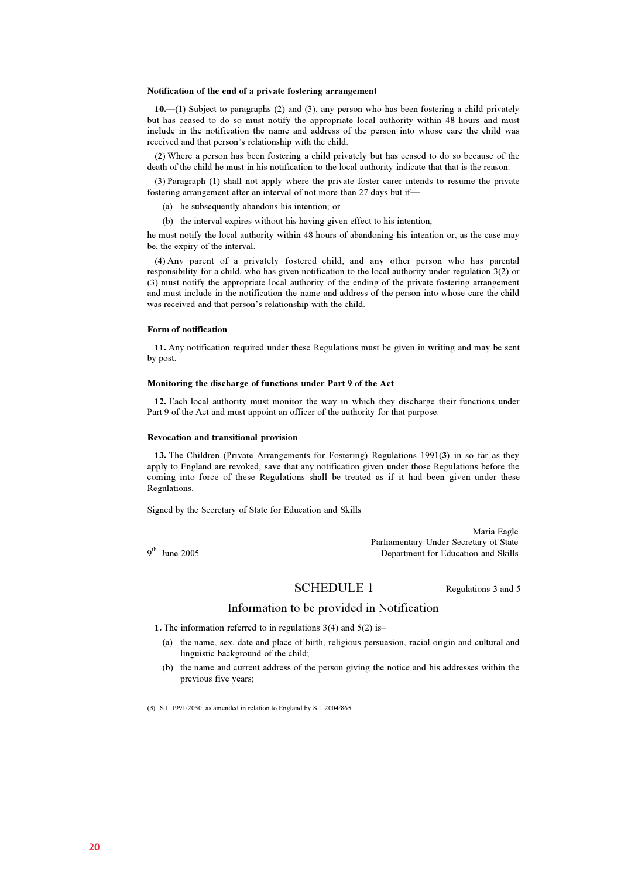**Notification of the end of a private fostering arrangement**

**10.**—(1) Subject to paragraphs (2) and (3), any person who has been fostering a child privately but has ceased to do so must notify the appropriate local authority within 48 hours and must include in the notification the name and address of the person into whose care the child was received and that person's relationship with the child.

(2) Where a person has been fostering a child privately but has ceased to do so because of the death of the child he must in his notification to the local authority indicate that that is the reason.

(3) Paragraph (1) shall not apply where the private foster carer intends to resume the private fostering arrangement after an interval of not more than 27 days but if—

- (a) he subsequently abandons his intention; or
- (b) the interval expires without his having given effect to his intention,

he must notify the local authority within 48 hours of abandoning his intention or, as the case may be, the expiry of the interval.

(4) Any parent of a privately fostered child, and any other person who has parental responsibility for a child, who has given notification to the local authority under regulation 3(2) or (3) must notify the appropriate local authority of the ending of the private fostering arrangement and must include in the notification the name and address of the person into whose care the child was received and that person's relationship with the child.

**Form of notification**

**11.** Any notification required under these Regulations must be given in writing and may be sent by post.

**Monitoring the discharge of functions under Part 9 of the Act**

**12.** Each local authority must monitor the way in which they discharge their functions under Part 9 of the Act and must appoint an officer of the authority for that purpose.

**Revocation and transitional provision**

**13.** The Children (Private Arrangements for Fostering) Regulations 1991(**3**) in so far as they apply to England are revoked, save that any notification given under those Regulations before the coming into force of these Regulations shall be treated as if it had been given under these Regulations.

Signed by the Secretary of State for Education and Skills

Maria Eagle
Parliamentary Under Secretary of State
Department for Education and Skills

9th June 2005

## SCHEDULE 1

Regulations 3 and 5

## Information to be provided in Notification

**1.** The information referred to in regulations 3(4) and 5(2) is–

- (a) the name, sex, date and place of birth, religious persuasion, racial origin and cultural and linguistic background of the child;
- (b) the name and current address of the person giving the notice and his addresses within the previous five years;

---

(**3**) S.I. 1991/2050, as amended in relation to England by S.I. 2004/865.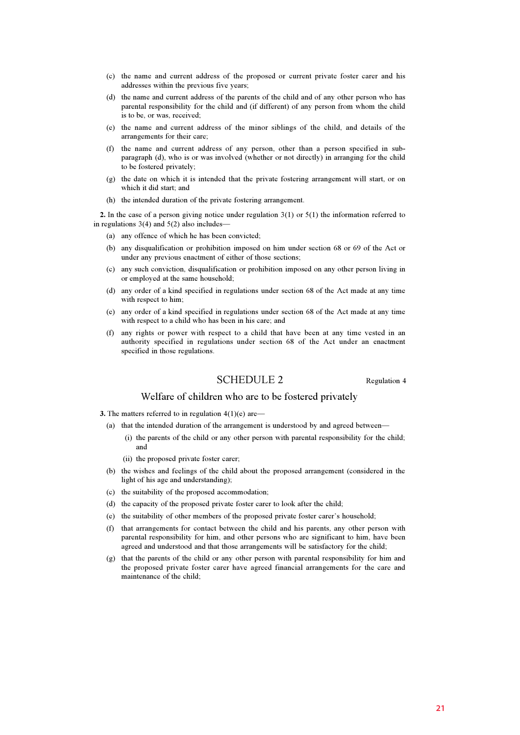(c) the name and current address of the proposed or current private foster carer and his addresses within the previous five years;

(d) the name and current address of the parents of the child and of any other person who has parental responsibility for the child and (if different) of any person from whom the child is to be, or was, received;

(e) the name and current address of the minor siblings of the child, and details of the arrangements for their care;

(f) the name and current address of any person, other than a person specified in sub-paragraph (d), who is or was involved (whether or not directly) in arranging for the child to be fostered privately;

(g) the date on which it is intended that the private fostering arrangement will start, or on which it did start; and

(h) the intended duration of the private fostering arrangement.

**2.** In the case of a person giving notice under regulation 3(1) or 5(1) the information referred to in regulations 3(4) and 5(2) also includes—

(a) any offence of which he has been convicted;

(b) any disqualification or prohibition imposed on him under section 68 or 69 of the Act or under any previous enactment of either of those sections;

(c) any such conviction, disqualification or prohibition imposed on any other person living in or employed at the same household;

(d) any order of a kind specified in regulations under section 68 of the Act made at any time with respect to him;

(e) any order of a kind specified in regulations under section 68 of the Act made at any time with respect to a child who has been in his care; and

(f) any rights or power with respect to a child that have been at any time vested in an authority specified in regulations under section 68 of the Act under an enactment specified in those regulations.

## SCHEDULE 2

Regulation 4

### Welfare of children who are to be fostered privately

**3.** The matters referred to in regulation 4(1)(e) are—

(a) that the intended duration of the arrangement is understood by and agreed between—

(i) the parents of the child or any other person with parental responsibility for the child; and

(ii) the proposed private foster carer;

(b) the wishes and feelings of the child about the proposed arrangement (considered in the light of his age and understanding);

(c) the suitability of the proposed accommodation;

(d) the capacity of the proposed private foster carer to look after the child;

(e) the suitability of other members of the proposed private foster carer's household;

(f) that arrangements for contact between the child and his parents, any other person with parental responsibility for him, and other persons who are significant to him, have been agreed and understood and that those arrangements will be satisfactory for the child;

(g) that the parents of the child or any other person with parental responsibility for him and the proposed private foster carer have agreed financial arrangements for the care and maintenance of the child;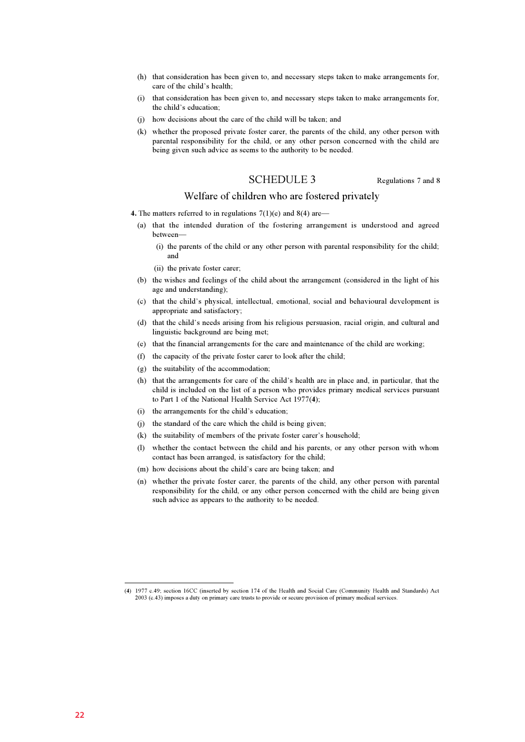(h) that consideration has been given to, and necessary steps taken to make arrangements for, care of the child's health;

(i) that consideration has been given to, and necessary steps taken to make arrangements for, the child's education;

(j) how decisions about the care of the child will be taken; and

(k) whether the proposed private foster carer, the parents of the child, any other person with parental responsibility for the child, or any other person concerned with the child are being given such advice as seems to the authority to be needed.

## SCHEDULE 3

Regulations 7 and 8

### Welfare of children who are fostered privately

**4.** The matters referred to in regulations 7(1)(e) and 8(4) are—

(a) that the intended duration of the fostering arrangement is understood and agreed between—

  (i) the parents of the child or any other person with parental responsibility for the child; and

  (ii) the private foster carer;

(b) the wishes and feelings of the child about the arrangement (considered in the light of his age and understanding);

(c) that the child's physical, intellectual, emotional, social and behavioural development is appropriate and satisfactory;

(d) that the child's needs arising from his religious persuasion, racial origin, and cultural and linguistic background are being met;

(e) that the financial arrangements for the care and maintenance of the child are working;

(f) the capacity of the private foster carer to look after the child;

(g) the suitability of the accommodation;

(h) that the arrangements for care of the child's health are in place and, in particular, that the child is included on the list of a person who provides primary medical services pursuant to Part 1 of the National Health Service Act 1977(**4**);

(i) the arrangements for the child's education;

(j) the standard of the care which the child is being given;

(k) the suitability of members of the private foster carer's household;

(l) whether the contact between the child and his parents, or any other person with whom contact has been arranged, is satisfactory for the child;

(m) how decisions about the child's care are being taken; and

(n) whether the private foster carer, the parents of the child, any other person with parental responsibility for the child, or any other person concerned with the child are being given such advice as appears to the authority to be needed.

---

(**4**) 1977 c.49; section 16CC (inserted by section 174 of the Health and Social Care (Community Health and Standards) Act 2003 (c.43) imposes a duty on primary care trusts to provide or secure provision of primary medical services.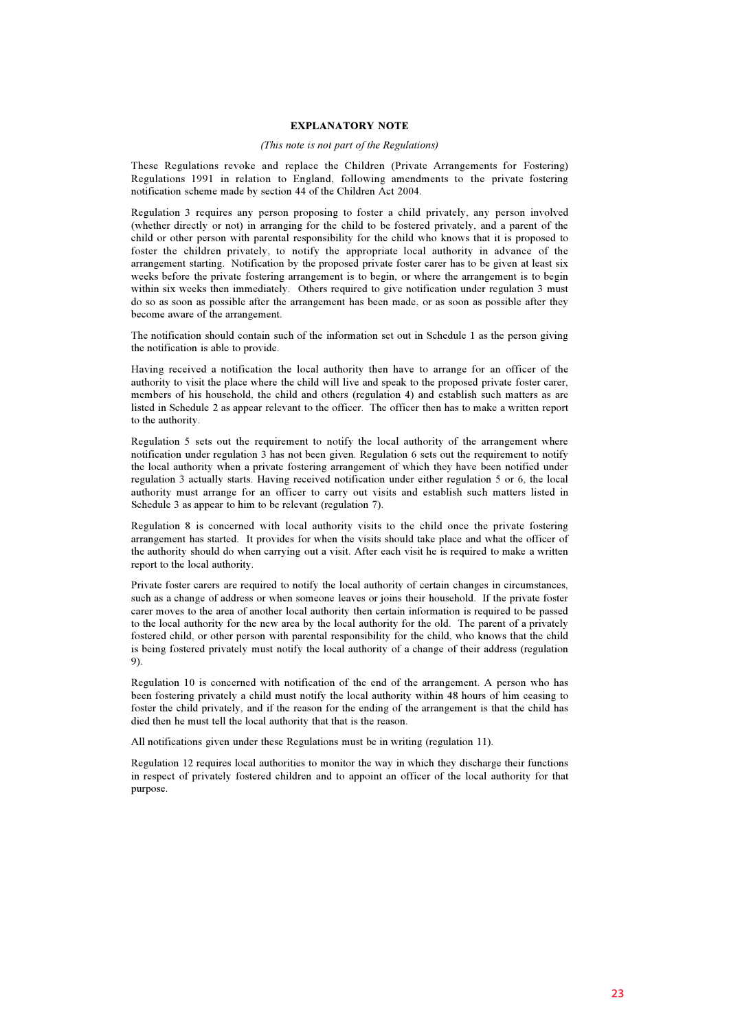**EXPLANATORY NOTE**

*(This note is not part of the Regulations)*

These Regulations revoke and replace the Children (Private Arrangements for Fostering) Regulations 1991 in relation to England, following amendments to the private fostering notification scheme made by section 44 of the Children Act 2004.

Regulation 3 requires any person proposing to foster a child privately, any person involved (whether directly or not) in arranging for the child to be fostered privately, and a parent of the child or other person with parental responsibility for the child who knows that it is proposed to foster the children privately, to notify the appropriate local authority in advance of the arrangement starting. Notification by the proposed private foster carer has to be given at least six weeks before the private fostering arrangement is to begin, or where the arrangement is to begin within six weeks then immediately. Others required to give notification under regulation 3 must do so as soon as possible after the arrangement has been made, or as soon as possible after they become aware of the arrangement.

The notification should contain such of the information set out in Schedule 1 as the person giving the notification is able to provide.

Having received a notification the local authority then have to arrange for an officer of the authority to visit the place where the child will live and speak to the proposed private foster carer, members of his household, the child and others (regulation 4) and establish such matters as are listed in Schedule 2 as appear relevant to the officer. The officer then has to make a written report to the authority.

Regulation 5 sets out the requirement to notify the local authority of the arrangement where notification under regulation 3 has not been given. Regulation 6 sets out the requirement to notify the local authority when a private fostering arrangement of which they have been notified under regulation 3 actually starts. Having received notification under either regulation 5 or 6, the local authority must arrange for an officer to carry out visits and establish such matters listed in Schedule 3 as appear to him to be relevant (regulation 7).

Regulation 8 is concerned with local authority visits to the child once the private fostering arrangement has started. It provides for when the visits should take place and what the officer of the authority should do when carrying out a visit. After each visit he is required to make a written report to the local authority.

Private foster carers are required to notify the local authority of certain changes in circumstances, such as a change of address or when someone leaves or joins their household. If the private foster carer moves to the area of another local authority then certain information is required to be passed to the local authority for the new area by the local authority for the old. The parent of a privately fostered child, or other person with parental responsibility for the child, who knows that the child is being fostered privately must notify the local authority of a change of their address (regulation 9).

Regulation 10 is concerned with notification of the end of the arrangement. A person who has been fostering privately a child must notify the local authority within 48 hours of him ceasing to foster the child privately, and if the reason for the ending of the arrangement is that the child has died then he must tell the local authority that that is the reason.

All notifications given under these Regulations must be in writing (regulation 11).

Regulation 12 requires local authorities to monitor the way in which they discharge their functions in respect of privately fostered children and to appoint an officer of the local authority for that purpose.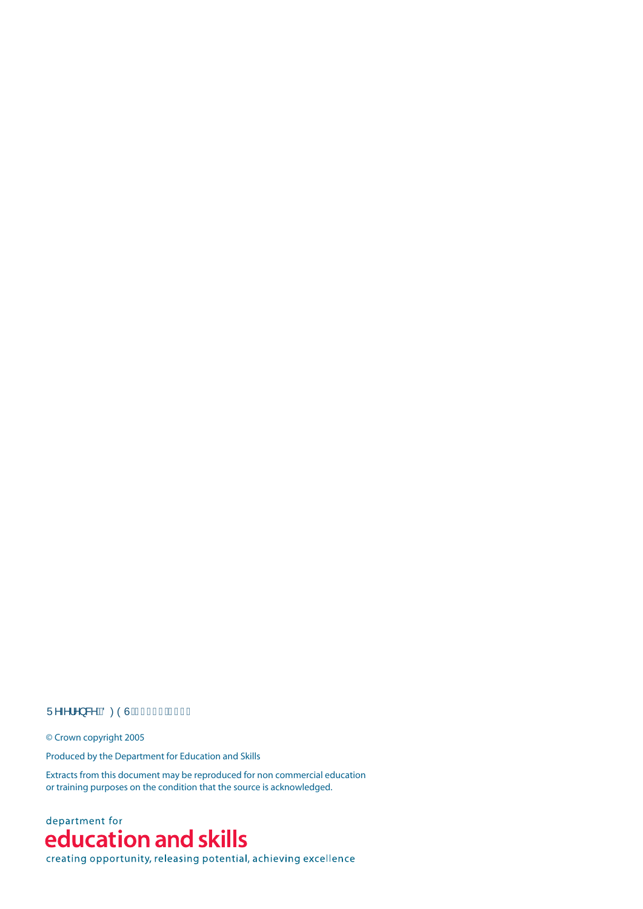5HIHUHQFH' )(6

© Crown copyright 2005

Produced by the Department for Education and Skills

Extracts from this document may be reproduced for non commercial education or training purposes on the condition that the source is acknowledged.

department for
**education and skills**
creating opportunity, releasing potential, achieving excellence